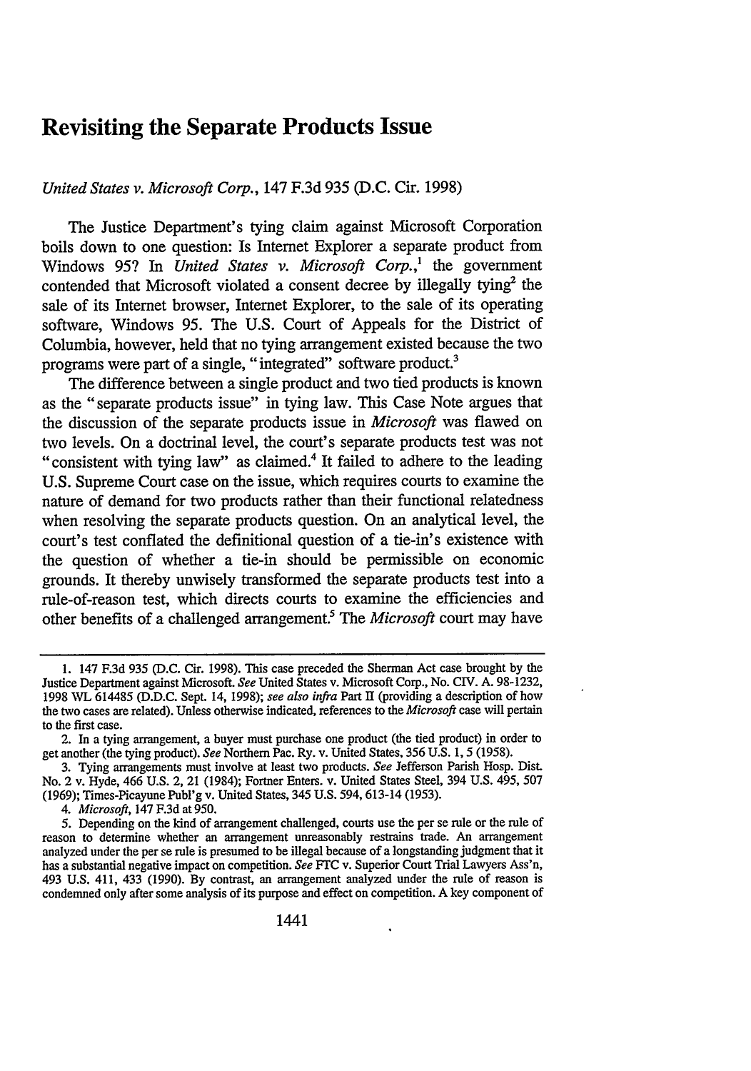# Revisiting the Separate Products Issue

*United States v. Microsoft Corp.*, 147 F.3d 935 (D.C. Cir. 1998)

The Justice Department's tying claim against Microsoft Corporation boils down to one question: Is Internet Explorer a separate product from Windows 95? In *United States v. Microsoft Corp.*,[1] the government contended that Microsoft violated a consent decree by illegally tying[2] the sale of its Internet browser, Internet Explorer, to the sale of its operating software, Windows 95. The U.S. Court of Appeals for the District of Columbia, however, held that no tying arrangement existed because the two programs were part of a single, "integrated" software product.[3]

The difference between a single product and two tied products is known as the "separate products issue" in tying law. This Case Note argues that the discussion of the separate products issue in *Microsoft* was flawed on two levels. On a doctrinal level, the court's separate products test was not "consistent with tying law" as claimed.[4] It failed to adhere to the leading U.S. Supreme Court case on the issue, which requires courts to examine the nature of demand for two products rather than their functional relatedness when resolving the separate products question. On an analytical level, the court's test conflated the definitional question of a tie-in's existence with the question of whether a tie-in should be permissible on economic grounds. It thereby unwisely transformed the separate products test into a rule-of-reason test, which directs courts to examine the efficiencies and other benefits of a challenged arrangement.[5] The *Microsoft* court may have

---

1. 147 F.3d 935 (D.C. Cir. 1998). This case preceded the Sherman Act case brought by the Justice Department against Microsoft. *See* United States v. Microsoft Corp., No. CIV. A. 98-1232, 1998 WL 614485 (D.D.C. Sept. 14, 1998); *see also infra* Part II (providing a description of how the two cases are related). Unless otherwise indicated, references to the *Microsoft* case will pertain to the first case.

2. In a tying arrangement, a buyer must purchase one product (the tied product) in order to get another (the tying product). *See* Northern Pac. Ry. v. United States, 356 U.S. 1, 5 (1958).

3. Tying arrangements must involve at least two products. *See* Jefferson Parish Hosp. Dist. No. 2 v. Hyde, 466 U.S. 2, 21 (1984); Fortner Enters. v. United States Steel, 394 U.S. 495, 507 (1969); Times-Picayune Publ'g v. United States, 345 U.S. 594, 613-14 (1953).

4. *Microsoft*, 147 F.3d at 950.

5. Depending on the kind of arrangement challenged, courts use the per se rule or the rule of reason to determine whether an arrangement unreasonably restrains trade. An arrangement analyzed under the per se rule is presumed to be illegal because of a longstanding judgment that it has a substantial negative impact on competition. *See* FTC v. Superior Court Trial Lawyers Ass'n, 493 U.S. 411, 433 (1990). By contrast, an arrangement analyzed under the rule of reason is condemned only after some analysis of its purpose and effect on competition. A key component of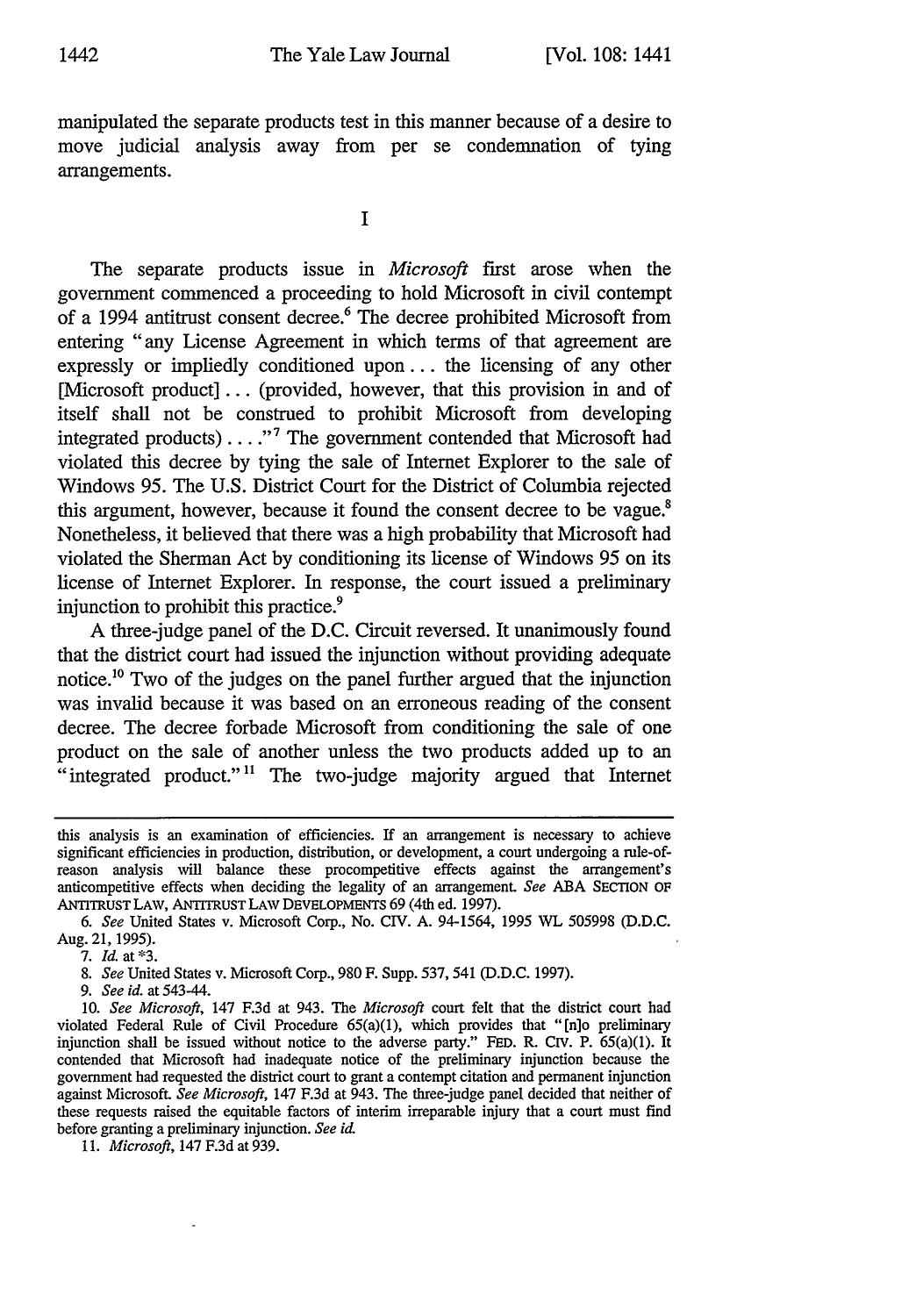manipulated the separate products test in this manner because of a desire to move judicial analysis away from per se condemnation of tying arrangements.

I

The separate products issue in *Microsoft* first arose when the government commenced a proceeding to hold Microsoft in civil contempt of a 1994 antitrust consent decree.[6] The decree prohibited Microsoft from entering "any License Agreement in which terms of that agreement are expressly or impliedly conditioned upon . . . the licensing of any other [Microsoft product] . . . (provided, however, that this provision in and of itself shall not be construed to prohibit Microsoft from developing integrated products) . . . ."[7] The government contended that Microsoft had violated this decree by tying the sale of Internet Explorer to the sale of Windows 95. The U.S. District Court for the District of Columbia rejected this argument, however, because it found the consent decree to be vague.[8] Nonetheless, it believed that there was a high probability that Microsoft had violated the Sherman Act by conditioning its license of Windows 95 on its license of Internet Explorer. In response, the court issued a preliminary injunction to prohibit this practice.[9]

A three-judge panel of the D.C. Circuit reversed. It unanimously found that the district court had issued the injunction without providing adequate notice.[10] Two of the judges on the panel further argued that the injunction was invalid because it was based on an erroneous reading of the consent decree. The decree forbade Microsoft from conditioning the sale of one product on the sale of another unless the two products added up to an "integrated product."[11] The two-judge majority argued that Internet

---

this analysis is an examination of efficiencies. If an arrangement is necessary to achieve significant efficiencies in production, distribution, or development, a court undergoing a rule-of-reason analysis will balance these procompetitive effects against the arrangement's anticompetitive effects when deciding the legality of an arrangement. *See* ABA SECTION OF ANTITRUST LAW, ANTITRUST LAW DEVELOPMENTS 69 (4th ed. 1997).

6. *See* United States v. Microsoft Corp., No. CIV. A. 94-1564, 1995 WL 505998 (D.D.C. Aug. 21, 1995).

7. *Id.* at *3.

8. *See* United States v. Microsoft Corp., 980 F. Supp. 537, 541 (D.D.C. 1997).

9. *See id.* at 543-44.

10. *See Microsoft*, 147 F.3d at 943. The *Microsoft* court felt that the district court had violated Federal Rule of Civil Procedure 65(a)(1), which provides that "[n]o preliminary injunction shall be issued without notice to the adverse party." FED. R. CIV. P. 65(a)(1). It contended that Microsoft had inadequate notice of the preliminary injunction because the government had requested the district court to grant a contempt citation and permanent injunction against Microsoft. *See Microsoft*, 147 F.3d at 943. The three-judge panel decided that neither of these requests raised the equitable factors of interim irreparable injury that a court must find before granting a preliminary injunction. *See id.*

11. *Microsoft*, 147 F.3d at 939.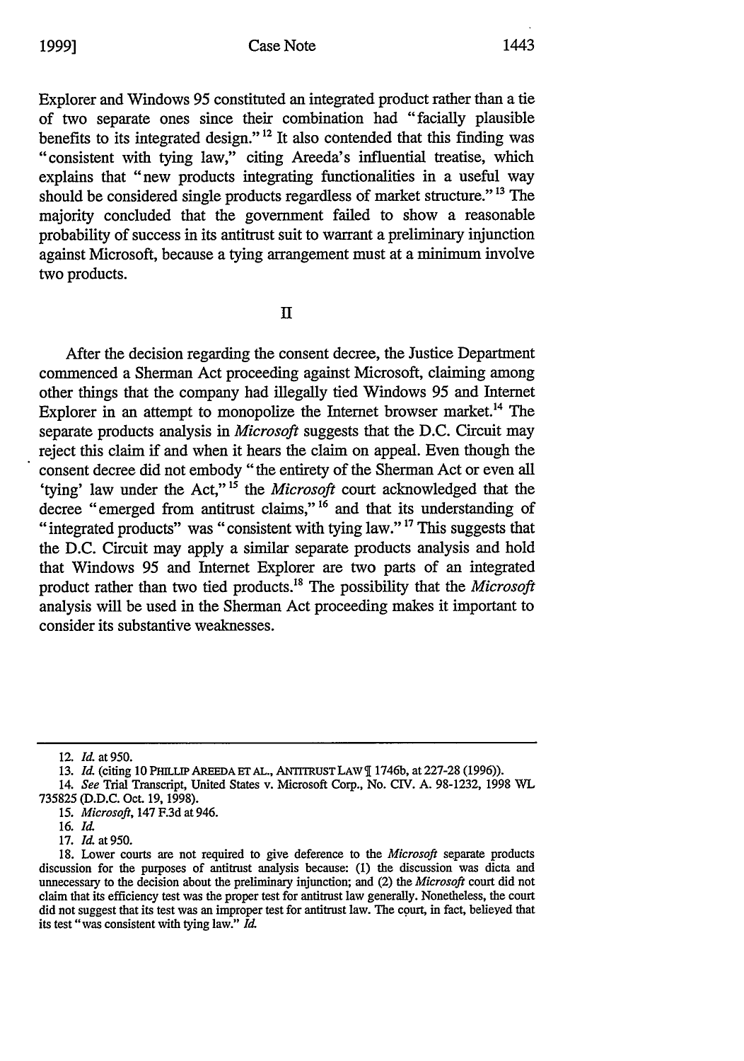Explorer and Windows 95 constituted an integrated product rather than a tie of two separate ones since their combination had "facially plausible benefits to its integrated design."[12] It also contended that this finding was "consistent with tying law," citing Areeda's influential treatise, which explains that "new products integrating functionalities in a useful way should be considered single products regardless of market structure."[13] The majority concluded that the government failed to show a reasonable probability of success in its antitrust suit to warrant a preliminary injunction against Microsoft, because a tying arrangement must at a minimum involve two products.

## II

After the decision regarding the consent decree, the Justice Department commenced a Sherman Act proceeding against Microsoft, claiming among other things that the company had illegally tied Windows 95 and Internet Explorer in an attempt to monopolize the Internet browser market.[14] The separate products analysis in *Microsoft* suggests that the D.C. Circuit may reject this claim if and when it hears the claim on appeal. Even though the consent decree did not embody "the entirety of the Sherman Act or even all 'tying' law under the Act,"[15] the *Microsoft* court acknowledged that the decree "emerged from antitrust claims,"[16] and that its understanding of "integrated products" was "consistent with tying law."[17] This suggests that the D.C. Circuit may apply a similar separate products analysis and hold that Windows 95 and Internet Explorer are two parts of an integrated product rather than two tied products.[18] The possibility that the *Microsoft* analysis will be used in the Sherman Act proceeding makes it important to consider its substantive weaknesses.

---

12. *Id.* at 950.

13. *Id.* (citing 10 PHILLIP AREEDA ET AL., ANTITRUST LAW ¶ 1746b, at 227-28 (1996)).

14. *See* Trial Transcript, United States v. Microsoft Corp., No. CIV. A. 98-1232, 1998 WL 735825 (D.D.C. Oct. 19, 1998).

15. *Microsoft*, 147 F.3d at 946.

16. *Id.*

17. *Id.* at 950.

18. Lower courts are not required to give deference to the *Microsoft* separate products discussion for the purposes of antitrust analysis because: (1) the discussion was dicta and unnecessary to the decision about the preliminary injunction; and (2) the *Microsoft* court did not claim that its efficiency test was the proper test for antitrust law generally. Nonetheless, the court did not suggest that its test was an improper test for antitrust law. The court, in fact, believed that its test "was consistent with tying law." *Id.*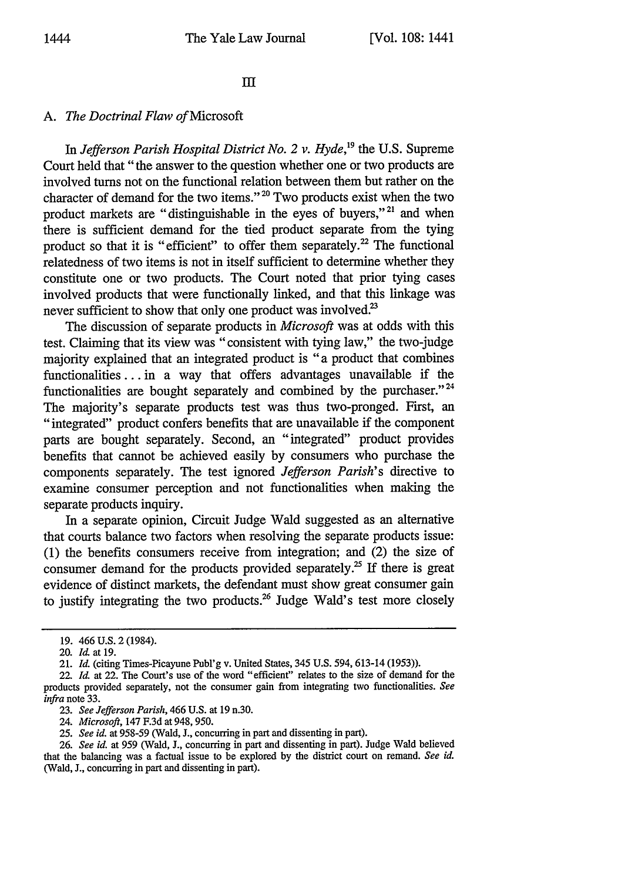## III

### A. *The Doctrinal Flaw of* Microsoft

In *Jefferson Parish Hospital District No. 2 v. Hyde*,[19] the U.S. Supreme Court held that "the answer to the question whether one or two products are involved turns not on the functional relation between them but rather on the character of demand for the two items."[20] Two products exist when the two product markets are "distinguishable in the eyes of buyers,"[21] and when there is sufficient demand for the tied product separate from the tying product so that it is "efficient" to offer them separately.[22] The functional relatedness of two items is not in itself sufficient to determine whether they constitute one or two products. The Court noted that prior tying cases involved products that were functionally linked, and that this linkage was never sufficient to show that only one product was involved.[23]

The discussion of separate products in *Microsoft* was at odds with this test. Claiming that its view was "consistent with tying law," the two-judge majority explained that an integrated product is "a product that combines functionalities . . . in a way that offers advantages unavailable if the functionalities are bought separately and combined by the purchaser."[24] The majority's separate products test was thus two-pronged. First, an "integrated" product confers benefits that are unavailable if the component parts are bought separately. Second, an "integrated" product provides benefits that cannot be achieved easily by consumers who purchase the components separately. The test ignored *Jefferson Parish*'s directive to examine consumer perception and not functionalities when making the separate products inquiry.

In a separate opinion, Circuit Judge Wald suggested as an alternative that courts balance two factors when resolving the separate products issue: (1) the benefits consumers receive from integration; and (2) the size of consumer demand for the products provided separately.[25] If there is great evidence of distinct markets, the defendant must show great consumer gain to justify integrating the two products.[26] Judge Wald's test more closely

---

19. 466 U.S. 2 (1984).

20. *Id.* at 19.

21. *Id.* (citing Times-Picayune Publ'g v. United States, 345 U.S. 594, 613-14 (1953)).

22. *Id.* at 22. The Court's use of the word "efficient" relates to the size of demand for the products provided separately, not the consumer gain from integrating two functionalities. *See infra* note 33.

23. *See Jefferson Parish*, 466 U.S. at 19 n.30.

24. *Microsoft*, 147 F.3d at 948, 950.

25. *See id.* at 958-59 (Wald, J., concurring in part and dissenting in part).

26. *See id.* at 959 (Wald, J., concurring in part and dissenting in part). Judge Wald believed that the balancing was a factual issue to be explored by the district court on remand. *See id.* (Wald, J., concurring in part and dissenting in part).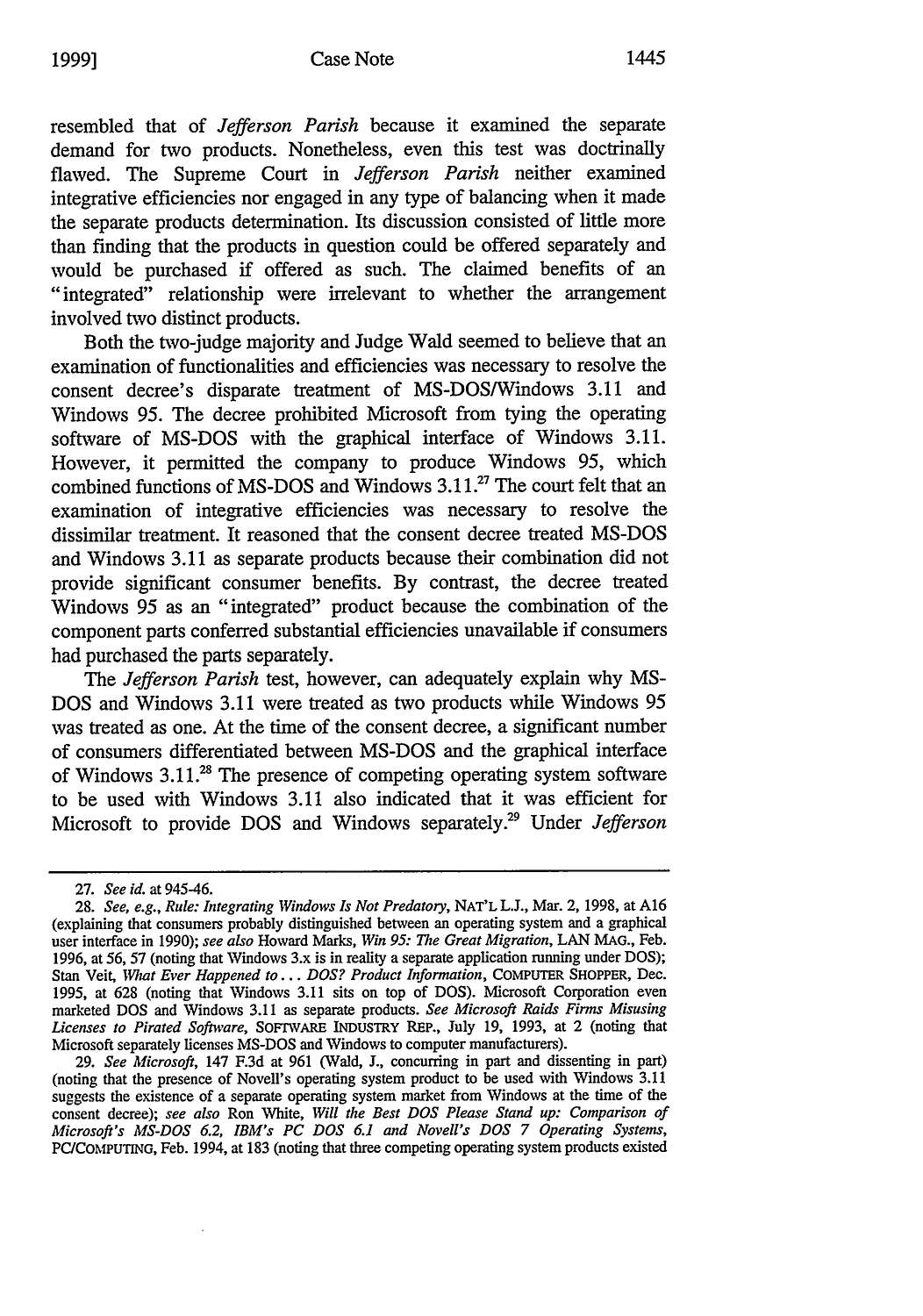resembled that of *Jefferson Parish* because it examined the separate demand for two products. Nonetheless, even this test was doctrinally flawed. The Supreme Court in *Jefferson Parish* neither examined integrative efficiencies nor engaged in any type of balancing when it made the separate products determination. Its discussion consisted of little more than finding that the products in question could be offered separately and would be purchased if offered as such. The claimed benefits of an "integrated" relationship were irrelevant to whether the arrangement involved two distinct products.

Both the two-judge majority and Judge Wald seemed to believe that an examination of functionalities and efficiencies was necessary to resolve the consent decree's disparate treatment of MS-DOS/Windows 3.11 and Windows 95. The decree prohibited Microsoft from tying the operating software of MS-DOS with the graphical interface of Windows 3.11. However, it permitted the company to produce Windows 95, which combined functions of MS-DOS and Windows 3.11.[27] The court felt that an examination of integrative efficiencies was necessary to resolve the dissimilar treatment. It reasoned that the consent decree treated MS-DOS and Windows 3.11 as separate products because their combination did not provide significant consumer benefits. By contrast, the decree treated Windows 95 as an "integrated" product because the combination of the component parts conferred substantial efficiencies unavailable if consumers had purchased the parts separately.

The *Jefferson Parish* test, however, can adequately explain why MS-DOS and Windows 3.11 were treated as two products while Windows 95 was treated as one. At the time of the consent decree, a significant number of consumers differentiated between MS-DOS and the graphical interface of Windows 3.11.[28] The presence of competing operating system software to be used with Windows 3.11 also indicated that it was efficient for Microsoft to provide DOS and Windows separately.[29] Under *Jefferson*

---

27. *See id.* at 945-46.

28. *See, e.g.*, *Rule: Integrating Windows Is Not Predatory*, NAT'L L.J., Mar. 2, 1998, at A16 (explaining that consumers probably distinguished between an operating system and a graphical user interface in 1990); *see also* Howard Marks, *Win 95: The Great Migration*, LAN MAG., Feb. 1996, at 56, 57 (noting that Windows 3.x is in reality a separate application running under DOS); Stan Veit, *What Ever Happened to . . . DOS? Product Information*, COMPUTER SHOPPER, Dec. 1995, at 628 (noting that Windows 3.11 sits on top of DOS). Microsoft Corporation even marketed DOS and Windows 3.11 as separate products. *See Microsoft Raids Firms Misusing Licenses to Pirated Software*, SOFTWARE INDUSTRY REP., July 19, 1993, at 2 (noting that Microsoft separately licenses MS-DOS and Windows to computer manufacturers).

29. *See Microsoft*, 147 F.3d at 961 (Wald, J., concurring in part and dissenting in part) (noting that the presence of Novell's operating system product to be used with Windows 3.11 suggests the existence of a separate operating system market from Windows at the time of the consent decree); *see also* Ron White, *Will the Best DOS Please Stand up: Comparison of Microsoft's MS-DOS 6.2, IBM's PC DOS 6.1 and Novell's DOS 7 Operating Systems*, PC/COMPUTING, Feb. 1994, at 183 (noting that three competing operating system products existed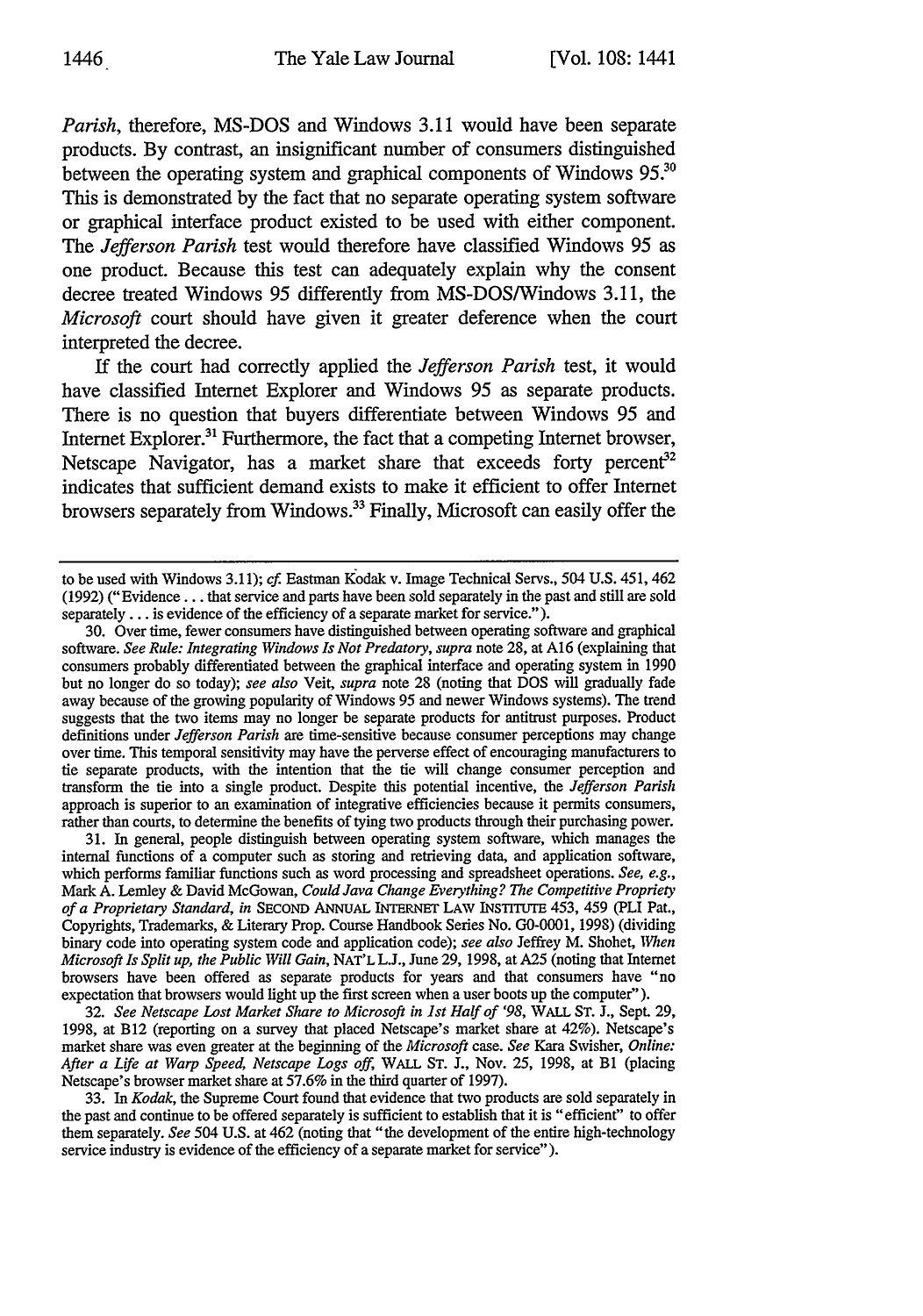*Parish*, therefore, MS-DOS and Windows 3.11 would have been separate products. By contrast, an insignificant number of consumers distinguished between the operating system and graphical components of Windows 95.[30] This is demonstrated by the fact that no separate operating system software or graphical interface product existed to be used with either component. The *Jefferson Parish* test would therefore have classified Windows 95 as one product. Because this test can adequately explain why the consent decree treated Windows 95 differently from MS-DOS/Windows 3.11, the *Microsoft* court should have given it greater deference when the court interpreted the decree.

If the court had correctly applied the *Jefferson Parish* test, it would have classified Internet Explorer and Windows 95 as separate products. There is no question that buyers differentiate between Windows 95 and Internet Explorer.[31] Furthermore, the fact that a competing Internet browser, Netscape Navigator, has a market share that exceeds forty percent[32] indicates that sufficient demand exists to make it efficient to offer Internet browsers separately from Windows.[33] Finally, Microsoft can easily offer the

---

to be used with Windows 3.11); *cf.* Eastman Kodak v. Image Technical Servs., 504 U.S. 451, 462 (1992) ("Evidence . . . that service and parts have been sold separately in the past and still are sold separately . . . is evidence of the efficiency of a separate market for service.").

30. Over time, fewer consumers have distinguished between operating software and graphical software. *See Rule: Integrating Windows Is Not Predatory*, *supra* note 28, at A16 (explaining that consumers probably differentiated between the graphical interface and operating system in 1990 but no longer do so today); *see also* Veit, *supra* note 28 (noting that DOS will gradually fade away because of the growing popularity of Windows 95 and newer Windows systems). The trend suggests that the two items may no longer be separate products for antitrust purposes. Product definitions under *Jefferson Parish* are time-sensitive because consumer perceptions may change over time. This temporal sensitivity may have the perverse effect of encouraging manufacturers to tie separate products, with the intention that the tie will change consumer perception and transform the tie into a single product. Despite this potential incentive, the *Jefferson Parish* approach is superior to an examination of integrative efficiencies because it permits consumers, rather than courts, to determine the benefits of tying two products through their purchasing power.

31. In general, people distinguish between operating system software, which manages the internal functions of a computer such as storing and retrieving data, and application software, which performs familiar functions such as word processing and spreadsheet operations. *See, e.g.*, Mark A. Lemley & David McGowan, *Could Java Change Everything? The Competitive Propriety of a Proprietary Standard*, *in* SECOND ANNUAL INTERNET LAW INSTITUTE 453, 459 (PLI Pat., Copyrights, Trademarks, & Literary Prop. Course Handbook Series No. G0-0001, 1998) (dividing binary code into operating system code and application code); *see also* Jeffrey M. Shohet, *When Microsoft Is Split up, the Public Will Gain*, NAT'L L.J., June 29, 1998, at A25 (noting that Internet browsers have been offered as separate products for years and that consumers have "no expectation that browsers would light up the first screen when a user boots up the computer").

32. *See Netscape Lost Market Share to Microsoft in 1st Half of '98*, WALL ST. J., Sept. 29, 1998, at B12 (reporting on a survey that placed Netscape's market share at 42%). Netscape's market share was even greater at the beginning of the *Microsoft* case. *See* Kara Swisher, *Online: After a Life at Warp Speed, Netscape Logs off*, WALL ST. J., Nov. 25, 1998, at B1 (placing Netscape's browser market share at 57.6% in the third quarter of 1997).

33. In *Kodak*, the Supreme Court found that evidence that two products are sold separately in the past and continue to be offered separately is sufficient to establish that it is "efficient" to offer them separately. *See* 504 U.S. at 462 (noting that "the development of the entire high-technology service industry is evidence of the efficiency of a separate market for service").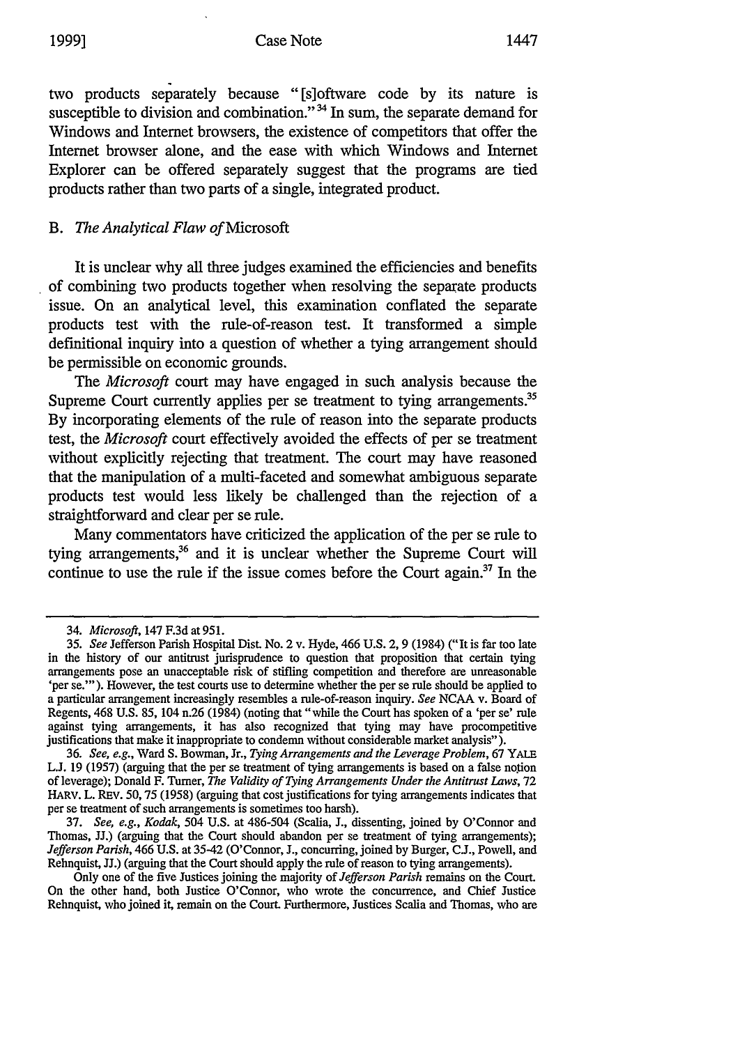two products separately because "[s]oftware code by its nature is susceptible to division and combination."[34] In sum, the separate demand for Windows and Internet browsers, the existence of competitors that offer the Internet browser alone, and the ease with which Windows and Internet Explorer can be offered separately suggest that the programs are tied products rather than two parts of a single, integrated product.

### B. *The Analytical Flaw of* Microsoft

It is unclear why all three judges examined the efficiencies and benefits of combining two products together when resolving the separate products issue. On an analytical level, this examination conflated the separate products test with the rule-of-reason test. It transformed a simple definitional inquiry into a question of whether a tying arrangement should be permissible on economic grounds.

The *Microsoft* court may have engaged in such analysis because the Supreme Court currently applies per se treatment to tying arrangements.[35] By incorporating elements of the rule of reason into the separate products test, the *Microsoft* court effectively avoided the effects of per se treatment without explicitly rejecting that treatment. The court may have reasoned that the manipulation of a multi-faceted and somewhat ambiguous separate products test would less likely be challenged than the rejection of a straightforward and clear per se rule.

Many commentators have criticized the application of the per se rule to tying arrangements,[36] and it is unclear whether the Supreme Court will continue to use the rule if the issue comes before the Court again.[37] In the

---

34. *Microsoft*, 147 F.3d at 951.

35. *See* Jefferson Parish Hospital Dist. No. 2 v. Hyde, 466 U.S. 2, 9 (1984) ("It is far too late in the history of our antitrust jurisprudence to question that proposition that certain tying arrangements pose an unacceptable risk of stifling competition and therefore are unreasonable 'per se.'"). However, the test courts use to determine whether the per se rule should be applied to a particular arrangement increasingly resembles a rule-of-reason inquiry. *See* NCAA v. Board of Regents, 468 U.S. 85, 104 n.26 (1984) (noting that "while the Court has spoken of a 'per se' rule against tying arrangements, it has also recognized that tying may have procompetitive justifications that make it inappropriate to condemn without considerable market analysis").

36. *See, e.g.*, Ward S. Bowman, Jr., *Tying Arrangements and the Leverage Problem*, 67 YALE L.J. 19 (1957) (arguing that the per se treatment of tying arrangements is based on a false notion of leverage); Donald F. Turner, *The Validity of Tying Arrangements Under the Antitrust Laws*, 72 HARV. L. REV. 50, 75 (1958) (arguing that cost justifications for tying arrangements indicates that per se treatment of such arrangements is sometimes too harsh).

37. *See, e.g.*, *Kodak*, 504 U.S. at 486-504 (Scalia, J., dissenting, joined by O'Connor and Thomas, JJ.) (arguing that the Court should abandon per se treatment of tying arrangements); *Jefferson Parish*, 466 U.S. at 35-42 (O'Connor, J., concurring, joined by Burger, C.J., Powell, and Rehnquist, JJ.) (arguing that the Court should apply the rule of reason to tying arrangements).

Only one of the five Justices joining the majority of *Jefferson Parish* remains on the Court. On the other hand, both Justice O'Connor, who wrote the concurrence, and Chief Justice Rehnquist, who joined it, remain on the Court. Furthermore, Justices Scalia and Thomas, who are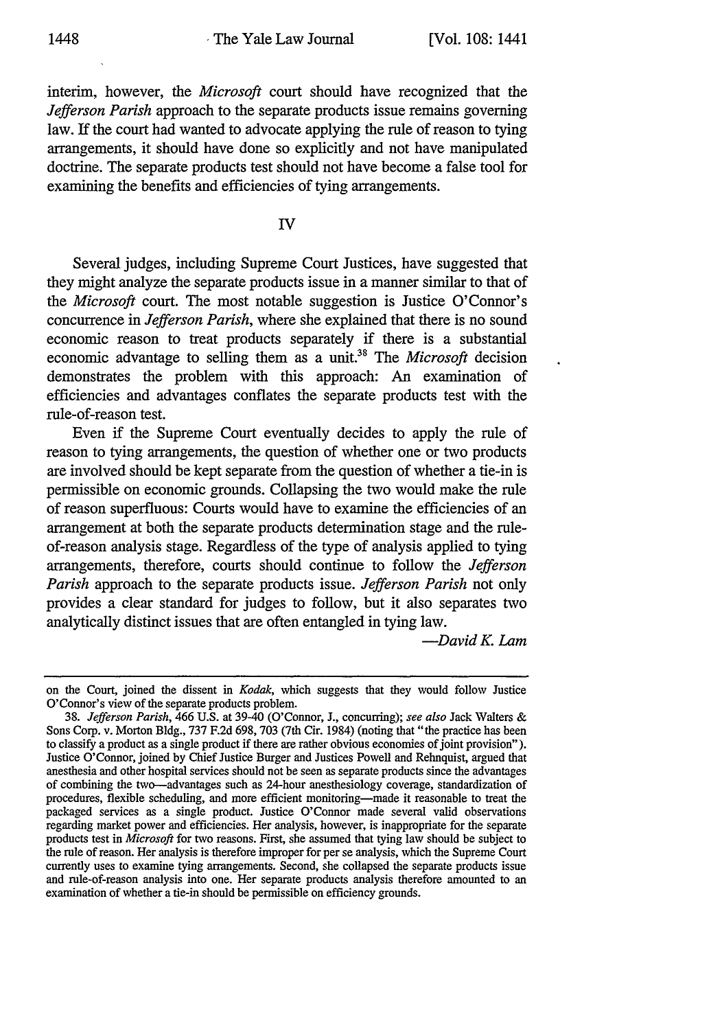interim, however, the *Microsoft* court should have recognized that the *Jefferson Parish* approach to the separate products issue remains governing law. If the court had wanted to advocate applying the rule of reason to tying arrangements, it should have done so explicitly and not have manipulated doctrine. The separate products test should not have become a false tool for examining the benefits and efficiencies of tying arrangements.

## IV

Several judges, including Supreme Court Justices, have suggested that they might analyze the separate products issue in a manner similar to that of the *Microsoft* court. The most notable suggestion is Justice O'Connor's concurrence in *Jefferson Parish*, where she explained that there is no sound economic reason to treat products separately if there is a substantial economic advantage to selling them as a unit.[38] The *Microsoft* decision demonstrates the problem with this approach: An examination of efficiencies and advantages conflates the separate products test with the rule-of-reason test.

Even if the Supreme Court eventually decides to apply the rule of reason to tying arrangements, the question of whether one or two products are involved should be kept separate from the question of whether a tie-in is permissible on economic grounds. Collapsing the two would make the rule of reason superfluous: Courts would have to examine the efficiencies of an arrangement at both the separate products determination stage and the rule-of-reason analysis stage. Regardless of the type of analysis applied to tying arrangements, therefore, courts should continue to follow the *Jefferson Parish* approach to the separate products issue. *Jefferson Parish* not only provides a clear standard for judges to follow, but it also separates two analytically distinct issues that are often entangled in tying law.

*—David K. Lam*

---

on the Court, joined the dissent in *Kodak*, which suggests that they would follow Justice O'Connor's view of the separate products problem.

38. *Jefferson Parish*, 466 U.S. at 39-40 (O'Connor, J., concurring); *see also* Jack Walters & Sons Corp. v. Morton Bldg., 737 F.2d 698, 703 (7th Cir. 1984) (noting that "the practice has been to classify a product as a single product if there are rather obvious economies of joint provision"). Justice O'Connor, joined by Chief Justice Burger and Justices Powell and Rehnquist, argued that anesthesia and other hospital services should not be seen as separate products since the advantages of combining the two—advantages such as 24-hour anesthesiology coverage, standardization of procedures, flexible scheduling, and more efficient monitoring—made it reasonable to treat the packaged services as a single product. Justice O'Connor made several valid observations regarding market power and efficiencies. Her analysis, however, is inappropriate for the separate products test in *Microsoft* for two reasons. First, she assumed that tying law should be subject to the rule of reason. Her analysis is therefore improper for per se analysis, which the Supreme Court currently uses to examine tying arrangements. Second, she collapsed the separate products issue and rule-of-reason analysis into one. Her separate products analysis therefore amounted to an examination of whether a tie-in should be permissible on efficiency grounds.